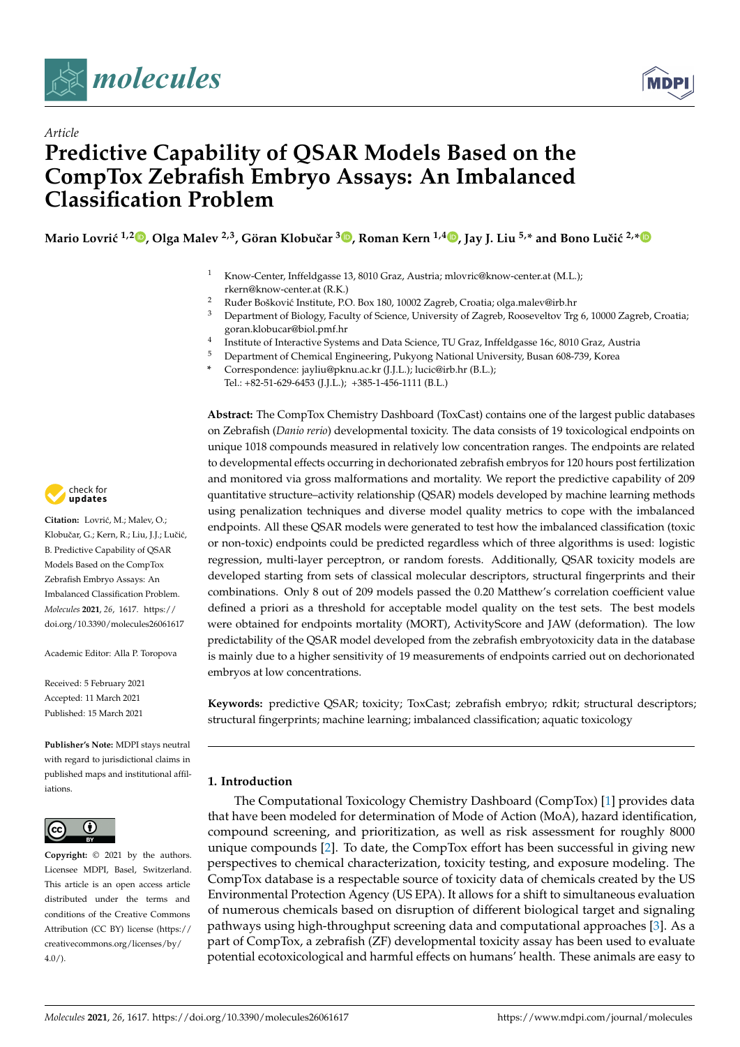Article

# Predictive Capability of QSAR Models Based on the CompTox Zebrafish Embryo Assays: An Imbalanced Classification Problem

**Mario Lovrić [1,2], Olga Malev [2,3], Göran Klobučar [3], Roman Kern [1,4], Jay J. Liu [5,*] and Bono Lučić [2,*]**

[1] Know-Center, Inffeldgasse 13, 8010 Graz, Austria; mlovric@know-center.at (M.L.); rkern@know-center.at (R.K.)
[2] Ruđer Bošković Institute, P.O. Box 180, 10002 Zagreb, Croatia; olga.malev@irb.hr
[3] Department of Biology, Faculty of Science, University of Zagreb, Rooseveltov Trg 6, 10000 Zagreb, Croatia; goran.klobucar@biol.pmf.hr
[4] Institute of Interactive Systems and Data Science, TU Graz, Inffeldgasse 16c, 8010 Graz, Austria
[5] Department of Chemical Engineering, Pukyong National University, Busan 608-739, Korea
* Correspondence: jayliu@pknu.ac.kr (J.J.L.); lucic@irb.hr (B.L.); Tel.: +82-51-629-6453 (J.J.L.); +385-1-456-1111 (B.L.)

**Citation:** Lovrić, M.; Malev, O.; Klobučar, G.; Kern, R.; Liu, J.J.; Lučić, B. Predictive Capability of QSAR Models Based on the CompTox Zebrafish Embryo Assays: An Imbalanced Classification Problem. *Molecules* **2021**, *26*, 1617. https://doi.org/10.3390/molecules26061617

Academic Editor: Alla P. Toropova

Received: 5 February 2021
Accepted: 11 March 2021
Published: 15 March 2021

**Publisher's Note:** MDPI stays neutral with regard to jurisdictional claims in published maps and institutional affiliations.

**Copyright:** © 2021 by the authors. Licensee MDPI, Basel, Switzerland. This article is an open access article distributed under the terms and conditions of the Creative Commons Attribution (CC BY) license (https://creativecommons.org/licenses/by/4.0/).

**Abstract:** The CompTox Chemistry Dashboard (ToxCast) contains one of the largest public databases on Zebrafish (*Danio rerio*) developmental toxicity. The data consists of 19 toxicological endpoints on unique 1018 compounds measured in relatively low concentration ranges. The endpoints are related to developmental effects occurring in dechorionated zebrafish embryos for 120 hours post fertilization and monitored via gross malformations and mortality. We report the predictive capability of 209 quantitative structure–activity relationship (QSAR) models developed by machine learning methods using penalization techniques and diverse model quality metrics to cope with the imbalanced endpoints. All these QSAR models were generated to test how the imbalanced classification (toxic or non-toxic) endpoints could be predicted regardless which of three algorithms is used: logistic regression, multi-layer perceptron, or random forests. Additionally, QSAR toxicity models are developed starting from sets of classical molecular descriptors, structural fingerprints and their combinations. Only 8 out of 209 models passed the 0.20 Matthew's correlation coefficient value defined a priori as a threshold for acceptable model quality on the test sets. The best models were obtained for endpoints mortality (MORT), ActivityScore and JAW (deformation). The low predictability of the QSAR model developed from the zebrafish embryotoxicity data in the database is mainly due to a higher sensitivity of 19 measurements of endpoints carried out on dechorionated embryos at low concentrations.

**Keywords:** predictive QSAR; toxicity; ToxCast; zebrafish embryo; rdkit; structural descriptors; structural fingerprints; machine learning; imbalanced classification; aquatic toxicology

## 1. Introduction

The Computational Toxicology Chemistry Dashboard (CompTox) [1] provides data that have been modeled for determination of Mode of Action (MoA), hazard identification, compound screening, and prioritization, as well as risk assessment for roughly 8000 unique compounds [2]. To date, the CompTox effort has been successful in giving new perspectives to chemical characterization, toxicity testing, and exposure modeling. The CompTox database is a respectable source of toxicity data of chemicals created by the US Environmental Protection Agency (US EPA). It allows for a shift to simultaneous evaluation of numerous chemicals based on disruption of different biological target and signaling pathways using high-throughput screening data and computational approaches [3]. As a part of CompTox, a zebrafish (ZF) developmental toxicity assay has been used to evaluate potential ecotoxicological and harmful effects on humans' health. These animals are easy to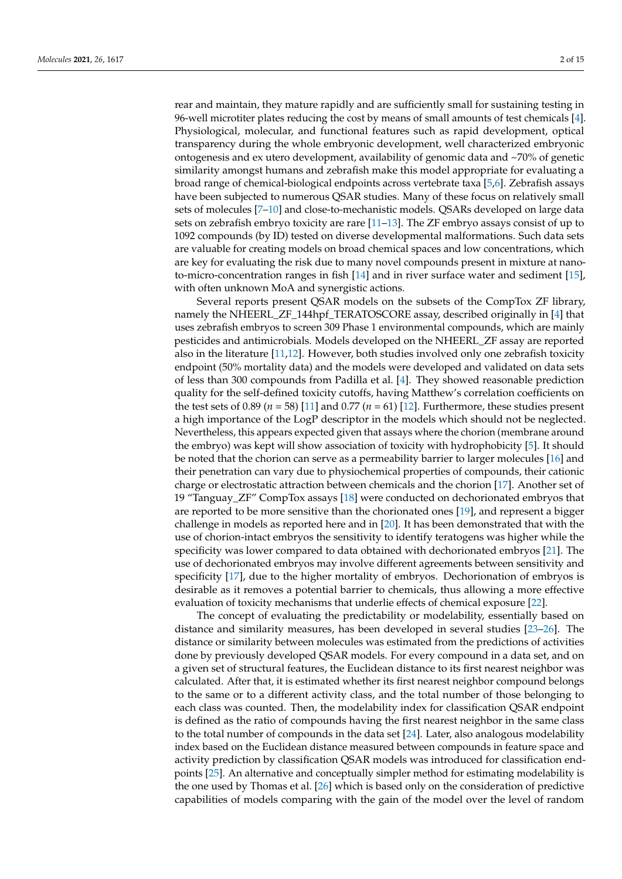rear and maintain, they mature rapidly and are sufficiently small for sustaining testing in 96-well microtiter plates reducing the cost by means of small amounts of test chemicals [4]. Physiological, molecular, and functional features such as rapid development, optical transparency during the whole embryonic development, well characterized embryonic ontogenesis and ex utero development, availability of genomic data and ~70% of genetic similarity amongst humans and zebrafish make this model appropriate for evaluating a broad range of chemical-biological endpoints across vertebrate taxa [5,6]. Zebrafish assays have been subjected to numerous QSAR studies. Many of these focus on relatively small sets of molecules [7–10] and close-to-mechanistic models. QSARs developed on large data sets on zebrafish embryo toxicity are rare [11–13]. The ZF embryo assays consist of up to 1092 compounds (by ID) tested on diverse developmental malformations. Such data sets are valuable for creating models on broad chemical spaces and low concentrations, which are key for evaluating the risk due to many novel compounds present in mixture at nano-to-micro-concentration ranges in fish [14] and in river surface water and sediment [15], with often unknown MoA and synergistic actions.

Several reports present QSAR models on the subsets of the CompTox ZF library, namely the NHEERL_ZF_144hpf_TERATOSCORE assay, described originally in [4] that uses zebrafish embryos to screen 309 Phase 1 environmental compounds, which are mainly pesticides and antimicrobials. Models developed on the NHEERL_ZF assay are reported also in the literature [11,12]. However, both studies involved only one zebrafish toxicity endpoint (50% mortality data) and the models were developed and validated on data sets of less than 300 compounds from Padilla et al. [4]. They showed reasonable prediction quality for the self-defined toxicity cutoffs, having Matthew's correlation coefficients on the test sets of 0.89 ($n = 58$) [11] and 0.77 ($n = 61$) [12]. Furthermore, these studies present a high importance of the LogP descriptor in the models which should not be neglected. Nevertheless, this appears expected given that assays where the chorion (membrane around the embryo) was kept will show association of toxicity with hydrophobicity [5]. It should be noted that the chorion can serve as a permeability barrier to larger molecules [16] and their penetration can vary due to physiochemical properties of compounds, their cationic charge or electrostatic attraction between chemicals and the chorion [17]. Another set of 19 "Tanguay_ZF" CompTox assays [18] were conducted on dechorionated embryos that are reported to be more sensitive than the chorionated ones [19], and represent a bigger challenge in models as reported here and in [20]. It has been demonstrated that with the use of chorion-intact embryos the sensitivity to identify teratogens was higher while the specificity was lower compared to data obtained with dechorionated embryos [21]. The use of dechorionated embryos may involve different agreements between sensitivity and specificity [17], due to the higher mortality of embryos. Dechorionation of embryos is desirable as it removes a potential barrier to chemicals, thus allowing a more effective evaluation of toxicity mechanisms that underlie effects of chemical exposure [22].

The concept of evaluating the predictability or modelability, essentially based on distance and similarity measures, has been developed in several studies [23–26]. The distance or similarity between molecules was estimated from the predictions of activities done by previously developed QSAR models. For every compound in a data set, and on a given set of structural features, the Euclidean distance to its first nearest neighbor was calculated. After that, it is estimated whether its first nearest neighbor compound belongs to the same or to a different activity class, and the total number of those belonging to each class was counted. Then, the modelability index for classification QSAR endpoint is defined as the ratio of compounds having the first nearest neighbor in the same class to the total number of compounds in the data set [24]. Later, also analogous modelability index based on the Euclidean distance measured between compounds in feature space and activity prediction by classification QSAR models was introduced for classification endpoints [25]. An alternative and conceptually simpler method for estimating modelability is the one used by Thomas et al. [26] which is based only on the consideration of predictive capabilities of models comparing with the gain of the model over the level of random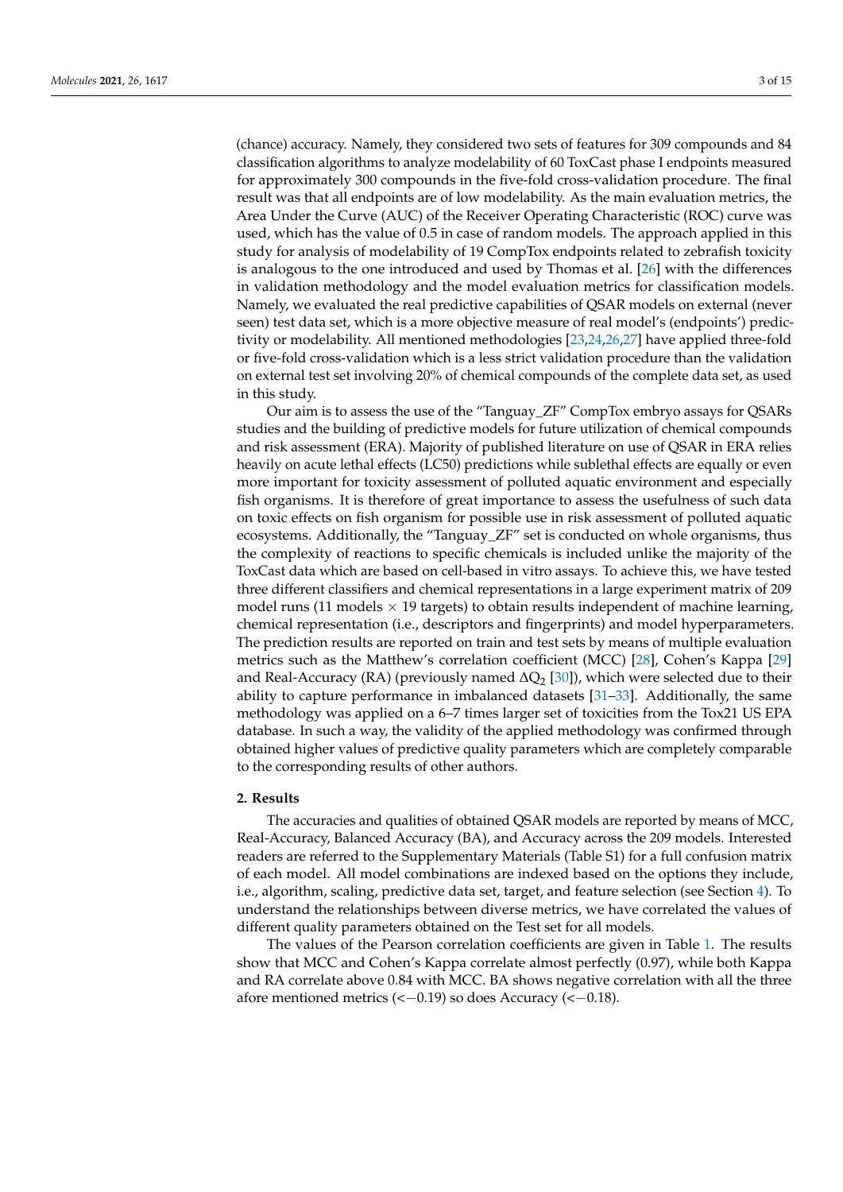(chance) accuracy. Namely, they considered two sets of features for 309 compounds and 84 classification algorithms to analyze modelability of 60 ToxCast phase I endpoints measured for approximately 300 compounds in the five-fold cross-validation procedure. The final result was that all endpoints are of low modelability. As the main evaluation metrics, the Area Under the Curve (AUC) of the Receiver Operating Characteristic (ROC) curve was used, which has the value of 0.5 in case of random models. The approach applied in this study for analysis of modelability of 19 CompTox endpoints related to zebrafish toxicity is analogous to the one introduced and used by Thomas et al. [26] with the differences in validation methodology and the model evaluation metrics for classification models. Namely, we evaluated the real predictive capabilities of QSAR models on external (never seen) test data set, which is a more objective measure of real model's (endpoints') predictivity or modelability. All mentioned methodologies [23,24,26,27] have applied three-fold or five-fold cross-validation which is a less strict validation procedure than the validation on external test set involving 20% of chemical compounds of the complete data set, as used in this study.

Our aim is to assess the use of the "Tanguay_ZF" CompTox embryo assays for QSARs studies and the building of predictive models for future utilization of chemical compounds and risk assessment (ERA). Majority of published literature on use of QSAR in ERA relies heavily on acute lethal effects (LC50) predictions while sublethal effects are equally or even more important for toxicity assessment of polluted aquatic environment and especially fish organisms. It is therefore of great importance to assess the usefulness of such data on toxic effects on fish organism for possible use in risk assessment of polluted aquatic ecosystems. Additionally, the "Tanguay_ZF" set is conducted on whole organisms, thus the complexity of reactions to specific chemicals is included unlike the majority of the ToxCast data which are based on cell-based in vitro assays. To achieve this, we have tested three different classifiers and chemical representations in a large experiment matrix of 209 model runs (11 models $\times$ 19 targets) to obtain results independent of machine learning, chemical representation (i.e., descriptors and fingerprints) and model hyperparameters. The prediction results are reported on train and test sets by means of multiple evaluation metrics such as the Matthew's correlation coefficient (MCC) [28], Cohen's Kappa [29] and Real-Accuracy (RA) (previously named $\Delta Q_2$ [30]), which were selected due to their ability to capture performance in imbalanced datasets [31–33]. Additionally, the same methodology was applied on a 6–7 times larger set of toxicities from the Tox21 US EPA database. In such a way, the validity of the applied methodology was confirmed through obtained higher values of predictive quality parameters which are completely comparable to the corresponding results of other authors.

## 2. Results

The accuracies and qualities of obtained QSAR models are reported by means of MCC, Real-Accuracy, Balanced Accuracy (BA), and Accuracy across the 209 models. Interested readers are referred to the Supplementary Materials (Table S1) for a full confusion matrix of each model. All model combinations are indexed based on the options they include, i.e., algorithm, scaling, predictive data set, target, and feature selection (see Section 4). To understand the relationships between diverse metrics, we have correlated the values of different quality parameters obtained on the Test set for all models.

The values of the Pearson correlation coefficients are given in Table 1. The results show that MCC and Cohen's Kappa correlate almost perfectly (0.97), while both Kappa and RA correlate above 0.84 with MCC. BA shows negative correlation with all the three afore mentioned metrics ($<-0.19$) so does Accuracy ($<-0.18$).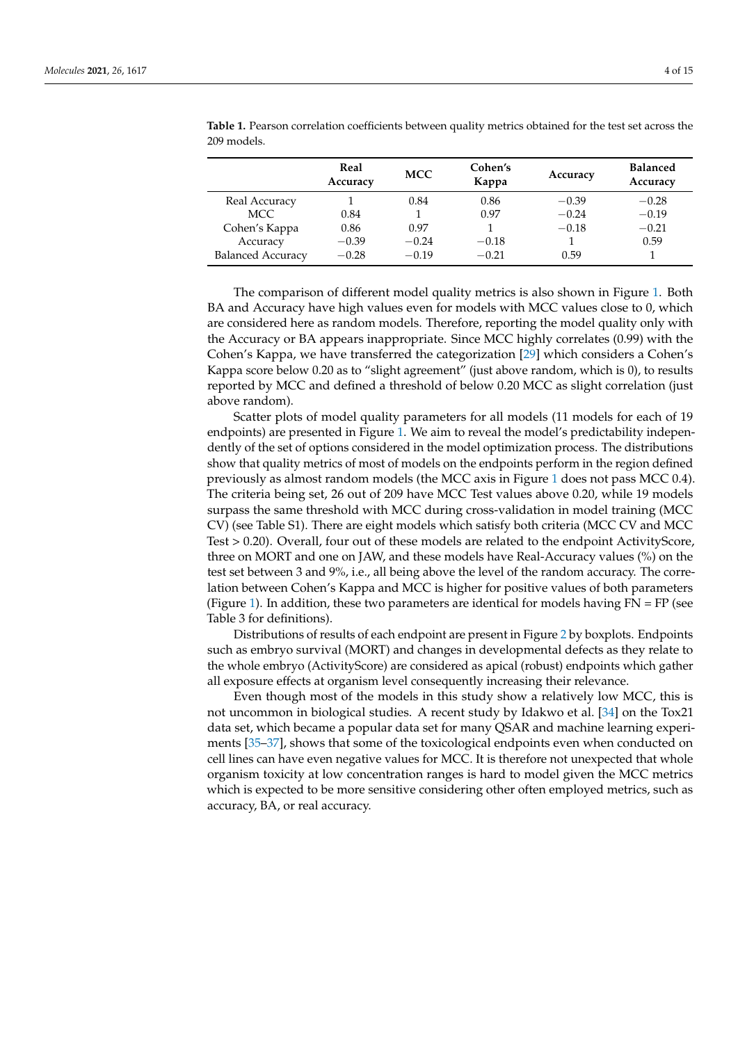**Table 1.** Pearson correlation coefficients between quality metrics obtained for the test set across the 209 models.

| | Real Accuracy | MCC | Cohen's Kappa | Accuracy | Balanced Accuracy |
|---|---|---|---|---|---|
| Real Accuracy | 1 | 0.84 | 0.86 | −0.39 | −0.28 |
| MCC | 0.84 | 1 | 0.97 | −0.24 | −0.19 |
| Cohen's Kappa | 0.86 | 0.97 | 1 | −0.18 | −0.21 |
| Accuracy | −0.39 | −0.24 | −0.18 | 1 | 0.59 |
| Balanced Accuracy | −0.28 | −0.19 | −0.21 | 0.59 | 1 |

The comparison of different model quality metrics is also shown in Figure 1. Both BA and Accuracy have high values even for models with MCC values close to 0, which are considered here as random models. Therefore, reporting the model quality only with the Accuracy or BA appears inappropriate. Since MCC highly correlates (0.99) with the Cohen's Kappa, we have transferred the categorization [29] which considers a Cohen's Kappa score below 0.20 as to "slight agreement" (just above random, which is 0), to results reported by MCC and defined a threshold of below 0.20 MCC as slight correlation (just above random).

Scatter plots of model quality parameters for all models (11 models for each of 19 endpoints) are presented in Figure 1. We aim to reveal the model's predictability independently of the set of options considered in the model optimization process. The distributions show that quality metrics of most of models on the endpoints perform in the region defined previously as almost random models (the MCC axis in Figure 1 does not pass MCC 0.4). The criteria being set, 26 out of 209 have MCC Test values above 0.20, while 19 models surpass the same threshold with MCC during cross-validation in model training (MCC CV) (see Table S1). There are eight models which satisfy both criteria (MCC CV and MCC Test > 0.20). Overall, four out of these models are related to the endpoint ActivityScore, three on MORT and one on JAW, and these models have Real-Accuracy values (%) on the test set between 3 and 9%, i.e., all being above the level of the random accuracy. The correlation between Cohen's Kappa and MCC is higher for positive values of both parameters (Figure 1). In addition, these two parameters are identical for models having FN = FP (see Table 3 for definitions).

Distributions of results of each endpoint are present in Figure 2 by boxplots. Endpoints such as embryo survival (MORT) and changes in developmental defects as they relate to the whole embryo (ActivityScore) are considered as apical (robust) endpoints which gather all exposure effects at organism level consequently increasing their relevance.

Even though most of the models in this study show a relatively low MCC, this is not uncommon in biological studies. A recent study by Idakwo et al. [34] on the Tox21 data set, which became a popular data set for many QSAR and machine learning experiments [35–37], shows that some of the toxicological endpoints even when conducted on cell lines can have even negative values for MCC. It is therefore not unexpected that whole organism toxicity at low concentration ranges is hard to model given the MCC metrics which is expected to be more sensitive considering other often employed metrics, such as accuracy, BA, or real accuracy.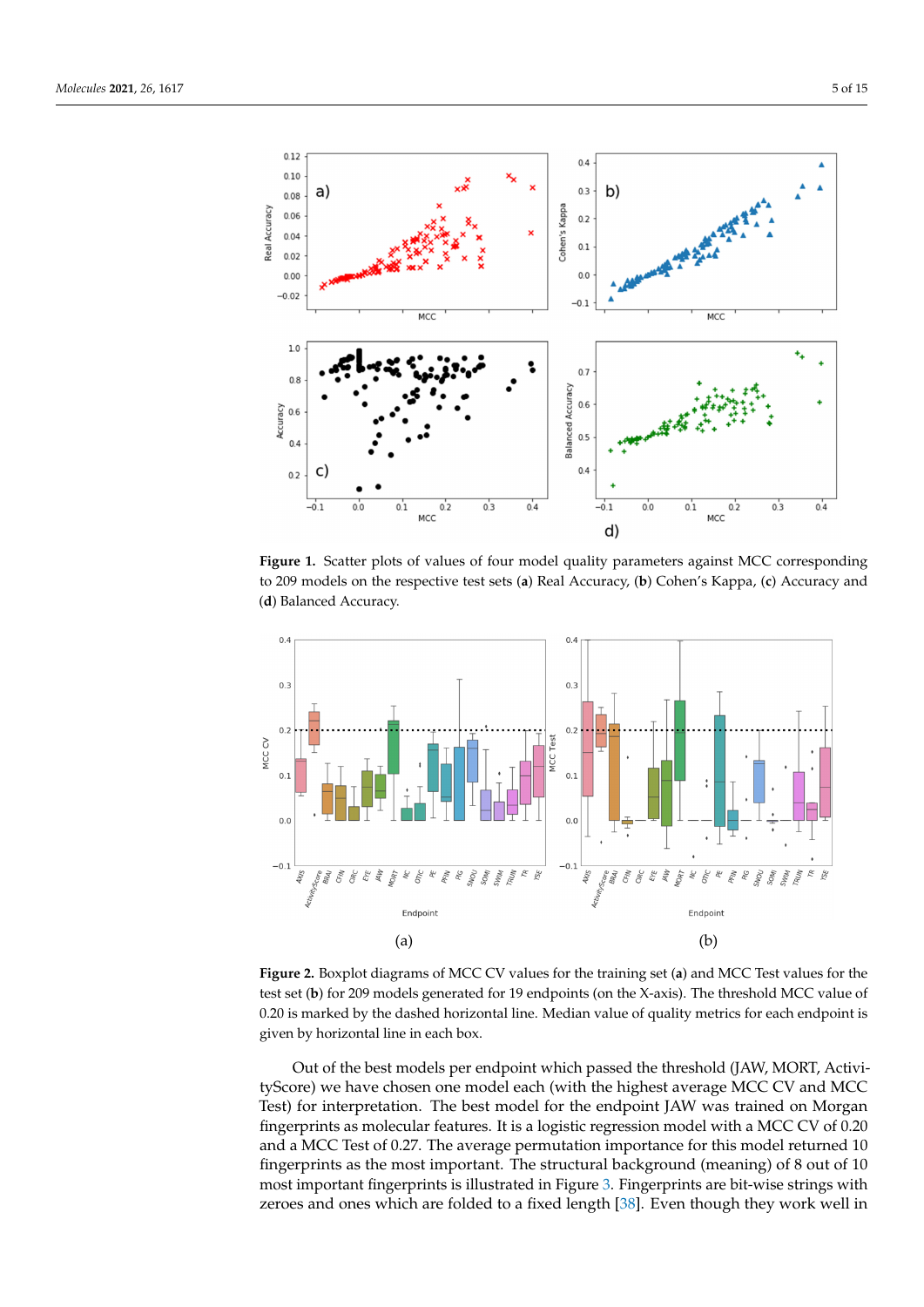**Figure 1.** Scatter plots of values of four model quality parameters against MCC corresponding to 209 models on the respective test sets (**a**) Real Accuracy, (**b**) Cohen's Kappa, (**c**) Accuracy and (**d**) Balanced Accuracy.

**Figure 2.** Boxplot diagrams of MCC CV values for the training set (**a**) and MCC Test values for the test set (**b**) for 209 models generated for 19 endpoints (on the X-axis). The threshold MCC value of 0.20 is marked by the dashed horizontal line. Median value of quality metrics for each endpoint is given by horizontal line in each box.

Out of the best models per endpoint which passed the threshold (JAW, MORT, ActivityScore) we have chosen one model each (with the highest average MCC CV and MCC Test) for interpretation. The best model for the endpoint JAW was trained on Morgan fingerprints as molecular features. It is a logistic regression model with a MCC CV of 0.20 and a MCC Test of 0.27. The average permutation importance for this model returned 10 fingerprints as the most important. The structural background (meaning) of 8 out of 10 most important fingerprints is illustrated in Figure 3. Fingerprints are bit-wise strings with zeroes and ones which are folded to a fixed length [38]. Even though they work well in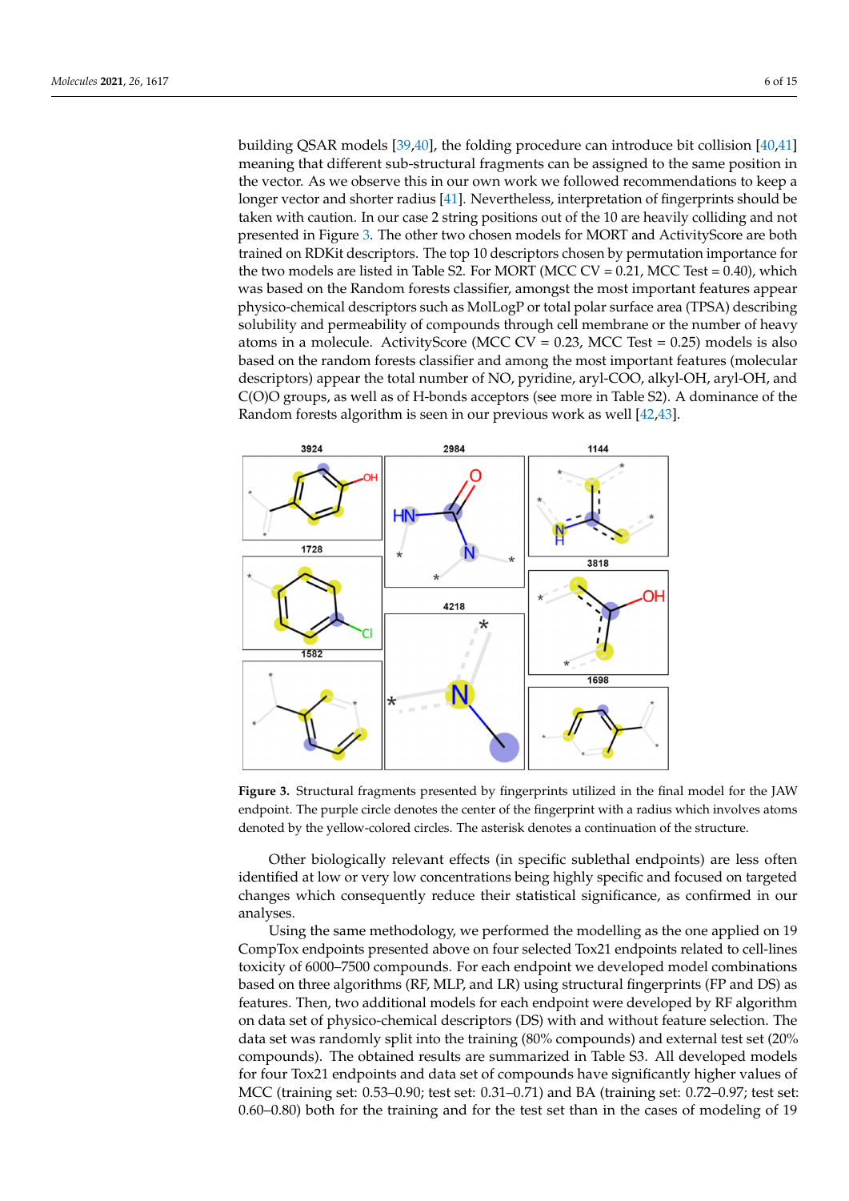building QSAR models [39,40], the folding procedure can introduce bit collision [40,41] meaning that different sub-structural fragments can be assigned to the same position in the vector. As we observe this in our own work we followed recommendations to keep a longer vector and shorter radius [41]. Nevertheless, interpretation of fingerprints should be taken with caution. In our case 2 string positions out of the 10 are heavily colliding and not presented in Figure 3. The other two chosen models for MORT and ActivityScore are both trained on RDKit descriptors. The top 10 descriptors chosen by permutation importance for the two models are listed in Table S2. For MORT (MCC CV = 0.21, MCC Test = 0.40), which was based on the Random forests classifier, amongst the most important features appear physico-chemical descriptors such as MolLogP or total polar surface area (TPSA) describing solubility and permeability of compounds through cell membrane or the number of heavy atoms in a molecule. ActivityScore (MCC CV = 0.23, MCC Test = 0.25) models is also based on the random forests classifier and among the most important features (molecular descriptors) appear the total number of NO, pyridine, aryl-COO, alkyl-OH, aryl-OH, and C(O)O groups, as well as of H-bonds acceptors (see more in Table S2). A dominance of the Random forests algorithm is seen in our previous work as well [42,43].

**Figure 3.** Structural fragments presented by fingerprints utilized in the final model for the JAW endpoint. The purple circle denotes the center of the fingerprint with a radius which involves atoms denoted by the yellow-colored circles. The asterisk denotes a continuation of the structure.

Other biologically relevant effects (in specific sublethal endpoints) are less often identified at low or very low concentrations being highly specific and focused on targeted changes which consequently reduce their statistical significance, as confirmed in our analyses.

Using the same methodology, we performed the modelling as the one applied on 19 CompTox endpoints presented above on four selected Tox21 endpoints related to cell-lines toxicity of 6000–7500 compounds. For each endpoint we developed model combinations based on three algorithms (RF, MLP, and LR) using structural fingerprints (FP and DS) as features. Then, two additional models for each endpoint were developed by RF algorithm on data set of physico-chemical descriptors (DS) with and without feature selection. The data set was randomly split into the training (80% compounds) and external test set (20% compounds). The obtained results are summarized in Table S3. All developed models for four Tox21 endpoints and data set of compounds have significantly higher values of MCC (training set: 0.53–0.90; test set: 0.31–0.71) and BA (training set: 0.72–0.97; test set: 0.60–0.80) both for the training and for the test set than in the cases of modeling of 19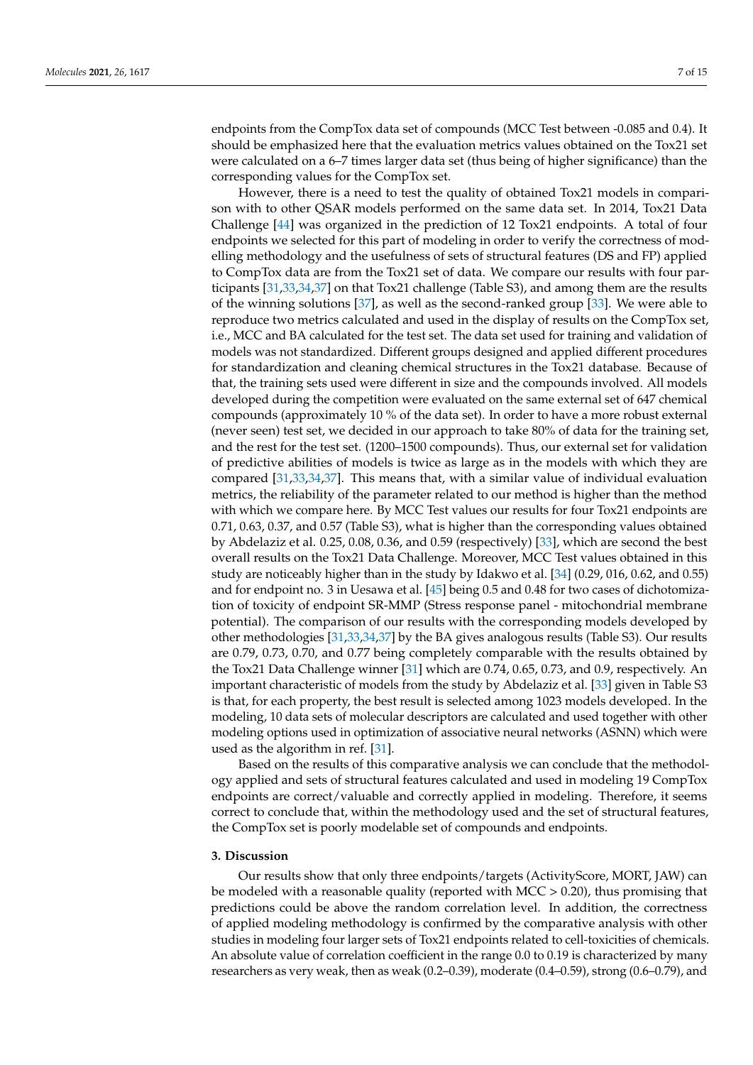endpoints from the CompTox data set of compounds (MCC Test between -0.085 and 0.4). It should be emphasized here that the evaluation metrics values obtained on the Tox21 set were calculated on a 6–7 times larger data set (thus being of higher significance) than the corresponding values for the CompTox set.

However, there is a need to test the quality of obtained Tox21 models in comparison with to other QSAR models performed on the same data set. In 2014, Tox21 Data Challenge [44] was organized in the prediction of 12 Tox21 endpoints. A total of four endpoints we selected for this part of modeling in order to verify the correctness of modelling methodology and the usefulness of sets of structural features (DS and FP) applied to CompTox data are from the Tox21 set of data. We compare our results with four participants [31,33,34,37] on that Tox21 challenge (Table S3), and among them are the results of the winning solutions [37], as well as the second-ranked group [33]. We were able to reproduce two metrics calculated and used in the display of results on the CompTox set, i.e., MCC and BA calculated for the test set. The data set used for training and validation of models was not standardized. Different groups designed and applied different procedures for standardization and cleaning chemical structures in the Tox21 database. Because of that, the training sets used were different in size and the compounds involved. All models developed during the competition were evaluated on the same external set of 647 chemical compounds (approximately 10 % of the data set). In order to have a more robust external (never seen) test set, we decided in our approach to take 80% of data for the training set, and the rest for the test set. (1200–1500 compounds). Thus, our external set for validation of predictive abilities of models is twice as large as in the models with which they are compared [31,33,34,37]. This means that, with a similar value of individual evaluation metrics, the reliability of the parameter related to our method is higher than the method with which we compare here. By MCC Test values our results for four Tox21 endpoints are 0.71, 0.63, 0.37, and 0.57 (Table S3), what is higher than the corresponding values obtained by Abdelaziz et al. 0.25, 0.08, 0.36, and 0.59 (respectively) [33], which are second the best overall results on the Tox21 Data Challenge. Moreover, MCC Test values obtained in this study are noticeably higher than in the study by Idakwo et al. [34] (0.29, 016, 0.62, and 0.55) and for endpoint no. 3 in Uesawa et al. [45] being 0.5 and 0.48 for two cases of dichotomization of toxicity of endpoint SR-MMP (Stress response panel - mitochondrial membrane potential). The comparison of our results with the corresponding models developed by other methodologies [31,33,34,37] by the BA gives analogous results (Table S3). Our results are 0.79, 0.73, 0.70, and 0.77 being completely comparable with the results obtained by the Tox21 Data Challenge winner [31] which are 0.74, 0.65, 0.73, and 0.9, respectively. An important characteristic of models from the study by Abdelaziz et al. [33] given in Table S3 is that, for each property, the best result is selected among 1023 models developed. In the modeling, 10 data sets of molecular descriptors are calculated and used together with other modeling options used in optimization of associative neural networks (ASNN) which were used as the algorithm in ref. [31].

Based on the results of this comparative analysis we can conclude that the methodology applied and sets of structural features calculated and used in modeling 19 CompTox endpoints are correct/valuable and correctly applied in modeling. Therefore, it seems correct to conclude that, within the methodology used and the set of structural features, the CompTox set is poorly modelable set of compounds and endpoints.

## 3. Discussion

Our results show that only three endpoints/targets (ActivityScore, MORT, JAW) can be modeled with a reasonable quality (reported with MCC > 0.20), thus promising that predictions could be above the random correlation level. In addition, the correctness of applied modeling methodology is confirmed by the comparative analysis with other studies in modeling four larger sets of Tox21 endpoints related to cell-toxicities of chemicals. An absolute value of correlation coefficient in the range 0.0 to 0.19 is characterized by many researchers as very weak, then as weak (0.2–0.39), moderate (0.4–0.59), strong (0.6–0.79), and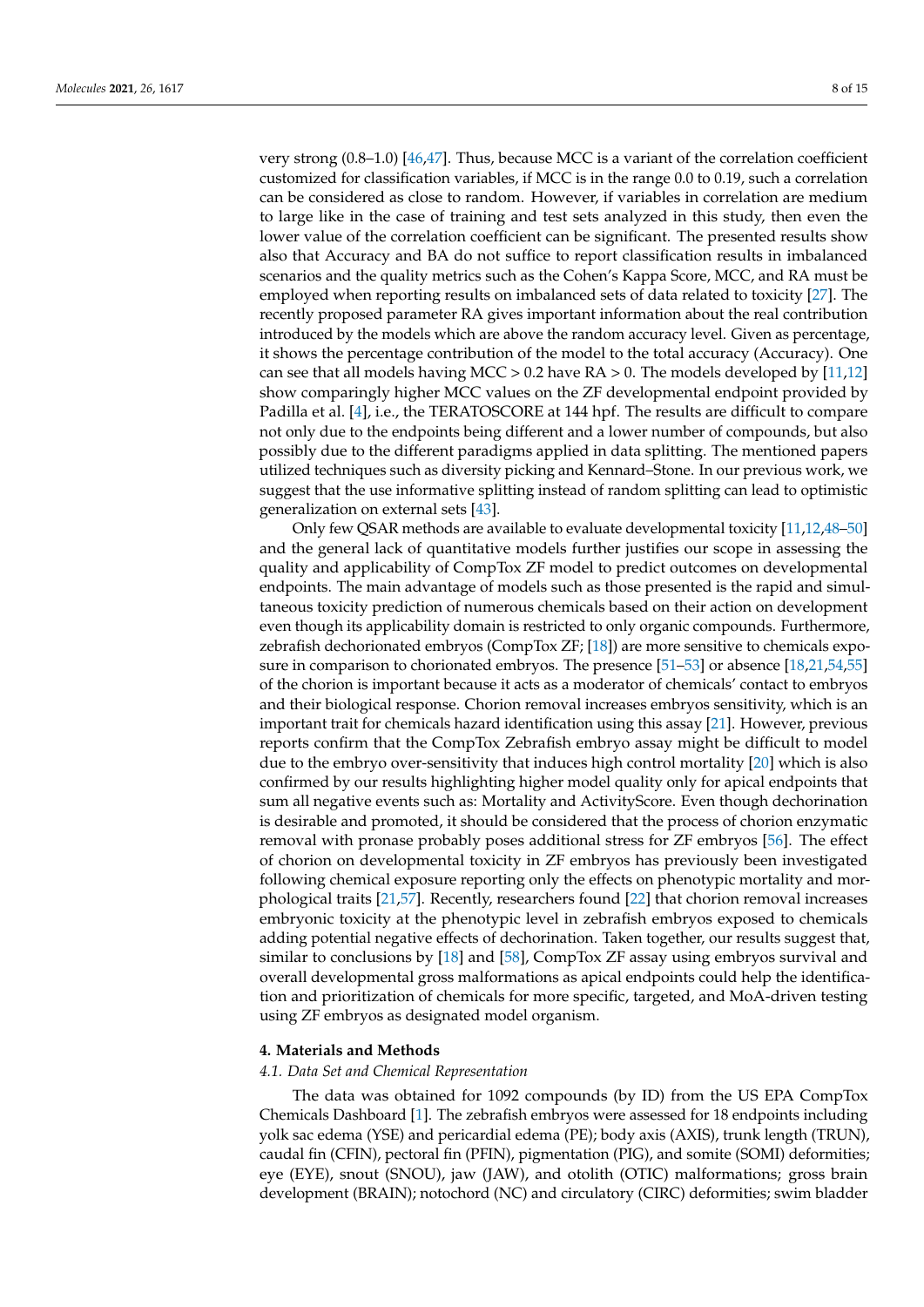very strong (0.8–1.0) [46,47]. Thus, because MCC is a variant of the correlation coefficient customized for classification variables, if MCC is in the range 0.0 to 0.19, such a correlation can be considered as close to random. However, if variables in correlation are medium to large like in the case of training and test sets analyzed in this study, then even the lower value of the correlation coefficient can be significant. The presented results show also that Accuracy and BA do not suffice to report classification results in imbalanced scenarios and the quality metrics such as the Cohen's Kappa Score, MCC, and RA must be employed when reporting results on imbalanced sets of data related to toxicity [27]. The recently proposed parameter RA gives important information about the real contribution introduced by the models which are above the random accuracy level. Given as percentage, it shows the percentage contribution of the model to the total accuracy (Accuracy). One can see that all models having MCC > 0.2 have RA > 0. The models developed by [11,12] show comparingly higher MCC values on the ZF developmental endpoint provided by Padilla et al. [4], i.e., the TERATOSCORE at 144 hpf. The results are difficult to compare not only due to the endpoints being different and a lower number of compounds, but also possibly due to the different paradigms applied in data splitting. The mentioned papers utilized techniques such as diversity picking and Kennard–Stone. In our previous work, we suggest that the use informative splitting instead of random splitting can lead to optimistic generalization on external sets [43].

Only few QSAR methods are available to evaluate developmental toxicity [11,12,48–50] and the general lack of quantitative models further justifies our scope in assessing the quality and applicability of CompTox ZF model to predict outcomes on developmental endpoints. The main advantage of models such as those presented is the rapid and simultaneous toxicity prediction of numerous chemicals based on their action on development even though its applicability domain is restricted to only organic compounds. Furthermore, zebrafish dechorionated embryos (CompTox ZF; [18]) are more sensitive to chemicals exposure in comparison to chorionated embryos. The presence [51–53] or absence [18,21,54,55] of the chorion is important because it acts as a moderator of chemicals' contact to embryos and their biological response. Chorion removal increases embryos sensitivity, which is an important trait for chemicals hazard identification using this assay [21]. However, previous reports confirm that the CompTox Zebrafish embryo assay might be difficult to model due to the embryo over-sensitivity that induces high control mortality [20] which is also confirmed by our results highlighting higher model quality only for apical endpoints that sum all negative events such as: Mortality and ActivityScore. Even though dechorionation is desirable and promoted, it should be considered that the process of chorion enzymatic removal with pronase probably poses additional stress for ZF embryos [56]. The effect of chorion on developmental toxicity in ZF embryos has previously been investigated following chemical exposure reporting only the effects on phenotypic mortality and morphological traits [21,57]. Recently, researchers found [22] that chorion removal increases embryonic toxicity at the phenotypic level in zebrafish embryos exposed to chemicals adding potential negative effects of dechorination. Taken together, our results suggest that, similar to conclusions by [18] and [58], CompTox ZF assay using embryos survival and overall developmental gross malformations as apical endpoints could help the identification and prioritization of chemicals for more specific, targeted, and MoA-driven testing using ZF embryos as designated model organism.

## 4. Materials and Methods

### *4.1. Data Set and Chemical Representation*

The data was obtained for 1092 compounds (by ID) from the US EPA CompTox Chemicals Dashboard [1]. The zebrafish embryos were assessed for 18 endpoints including yolk sac edema (YSE) and pericardial edema (PE); body axis (AXIS), trunk length (TRUN), caudal fin (CFIN), pectoral fin (PFIN), pigmentation (PIG), and somite (SOMI) deformities; eye (EYE), snout (SNOU), jaw (JAW), and otolith (OTIC) malformations; gross brain development (BRAIN); notochord (NC) and circulatory (CIRC) deformities; swim bladder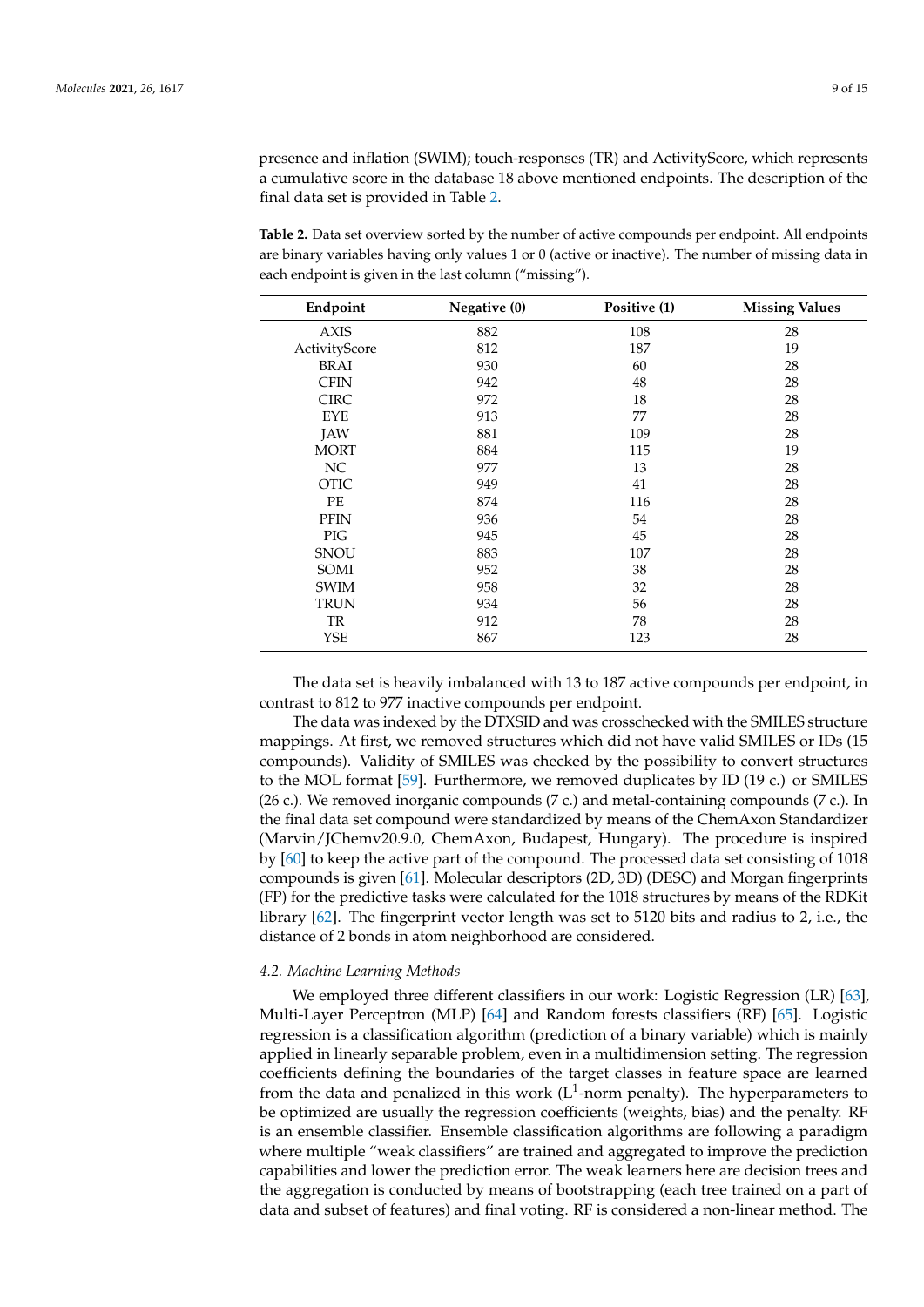presence and inflation (SWIM); touch-responses (TR) and ActivityScore, which represents a cumulative score in the database 18 above mentioned endpoints. The description of the final data set is provided in Table 2.

**Table 2.** Data set overview sorted by the number of active compounds per endpoint. All endpoints are binary variables having only values 1 or 0 (active or inactive). The number of missing data in each endpoint is given in the last column ("missing").

| Endpoint | Negative (0) | Positive (1) | Missing Values |
|---|---|---|---|
| AXIS | 882 | 108 | 28 |
| ActivityScore | 812 | 187 | 19 |
| BRAI | 930 | 60 | 28 |
| CFIN | 942 | 48 | 28 |
| CIRC | 972 | 18 | 28 |
| EYE | 913 | 77 | 28 |
| JAW | 881 | 109 | 28 |
| MORT | 884 | 115 | 19 |
| NC | 977 | 13 | 28 |
| OTIC | 949 | 41 | 28 |
| PE | 874 | 116 | 28 |
| PFIN | 936 | 54 | 28 |
| PIG | 945 | 45 | 28 |
| SNOU | 883 | 107 | 28 |
| SOMI | 952 | 38 | 28 |
| SWIM | 958 | 32 | 28 |
| TRUN | 934 | 56 | 28 |
| TR | 912 | 78 | 28 |
| YSE | 867 | 123 | 28 |

The data set is heavily imbalanced with 13 to 187 active compounds per endpoint, in contrast to 812 to 977 inactive compounds per endpoint.

The data was indexed by the DTXSID and was crosschecked with the SMILES structure mappings. At first, we removed structures which did not have valid SMILES or IDs (15 compounds). Validity of SMILES was checked by the possibility to convert structures to the MOL format [59]. Furthermore, we removed duplicates by ID (19 c.) or SMILES (26 c.). We removed inorganic compounds (7 c.) and metal-containing compounds (7 c.). In the final data set compound were standardized by means of the ChemAxon Standardizer (Marvin/JChemv20.9.0, ChemAxon, Budapest, Hungary). The procedure is inspired by [60] to keep the active part of the compound. The processed data set consisting of 1018 compounds is given [61]. Molecular descriptors (2D, 3D) (DESC) and Morgan fingerprints (FP) for the predictive tasks were calculated for the 1018 structures by means of the RDKit library [62]. The fingerprint vector length was set to 5120 bits and radius to 2, i.e., the distance of 2 bonds in atom neighborhood are considered.

### *4.2. Machine Learning Methods*

We employed three different classifiers in our work: Logistic Regression (LR) [63], Multi-Layer Perceptron (MLP) [64] and Random forests classifiers (RF) [65]. Logistic regression is a classification algorithm (prediction of a binary variable) which is mainly applied in linearly separable problem, even in a multidimension setting. The regression coefficients defining the boundaries of the target classes in feature space are learned from the data and penalized in this work ($L^1$-norm penalty). The hyperparameters to be optimized are usually the regression coefficients (weights, bias) and the penalty. RF is an ensemble classifier. Ensemble classification algorithms are following a paradigm where multiple "weak classifiers" are trained and aggregated to improve the prediction capabilities and lower the prediction error. The weak learners here are decision trees and the aggregation is conducted by means of bootstrapping (each tree trained on a part of data and subset of features) and final voting. RF is considered a non-linear method. The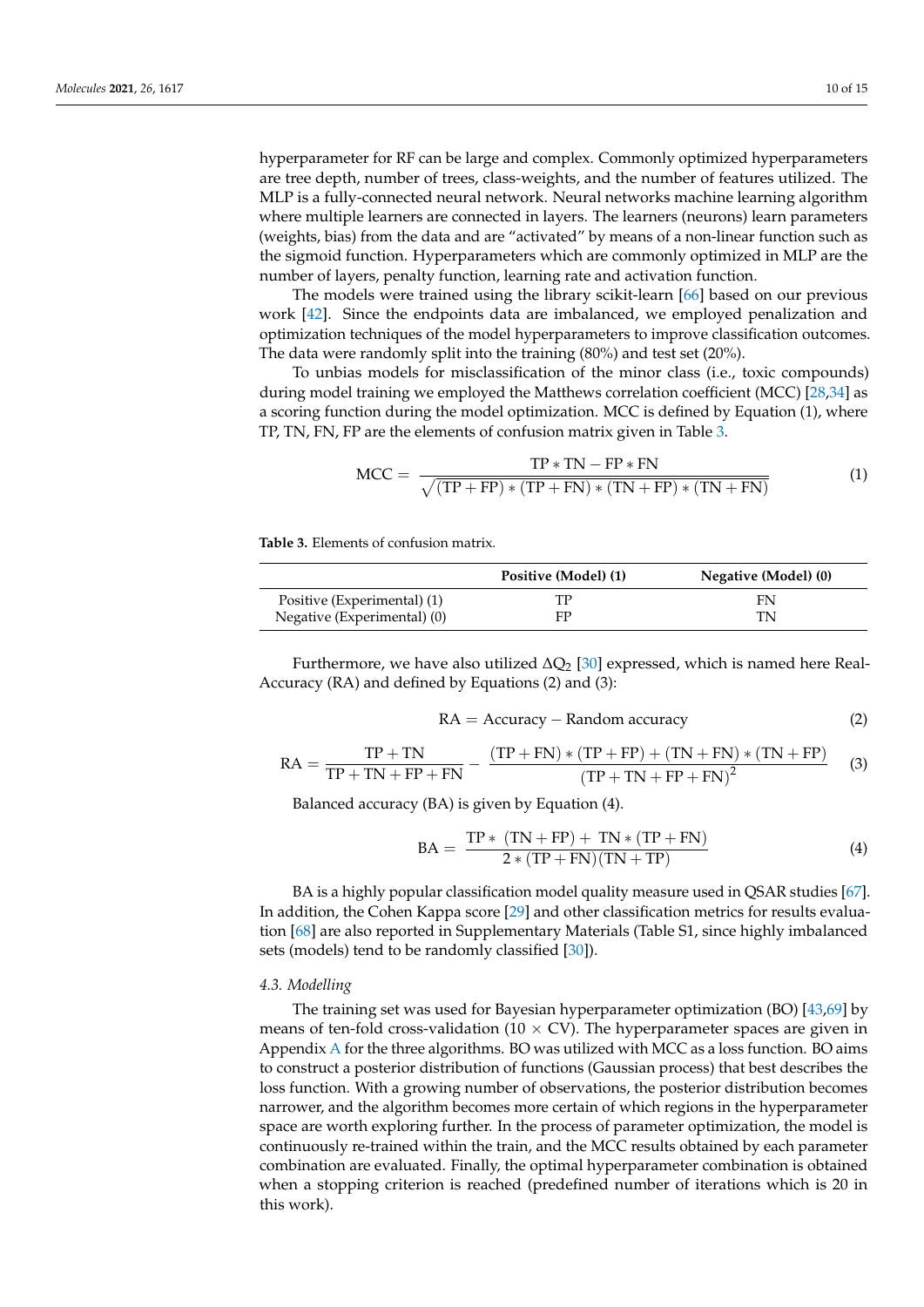hyperparameter for RF can be large and complex. Commonly optimized hyperparameters are tree depth, number of trees, class-weights, and the number of features utilized. The MLP is a fully-connected neural network. Neural networks machine learning algorithm where multiple learners are connected in layers. The learners (neurons) learn parameters (weights, bias) from the data and are "activated" by means of a non-linear function such as the sigmoid function. Hyperparameters which are commonly optimized in MLP are the number of layers, penalty function, learning rate and activation function.

The models were trained using the library scikit-learn [66] based on our previous work [42]. Since the endpoints data are imbalanced, we employed penalization and optimization techniques of the model hyperparameters to improve classification outcomes. The data were randomly split into the training (80%) and test set (20%).

To unbias models for misclassification of the minor class (i.e., toxic compounds) during model training we employed the Matthews correlation coefficient (MCC) [28,34] as a scoring function during the model optimization. MCC is defined by Equation (1), where TP, TN, FN, FP are the elements of confusion matrix given in Table 3.

$$\mathrm{MCC} = \frac{\mathrm{TP} * \mathrm{TN} - \mathrm{FP} * \mathrm{FN}}{\sqrt{(\mathrm{TP} + \mathrm{FP}) * (\mathrm{TP} + \mathrm{FN}) * (\mathrm{TN} + \mathrm{FP}) * (\mathrm{TN} + \mathrm{FN})}} \tag{1}$$

**Table 3.** Elements of confusion matrix.

| | Positive (Model) (1) | Negative (Model) (0) |
|---|---|---|
| Positive (Experimental) (1) | TP | FN |
| Negative (Experimental) (0) | FP | TN |

Furthermore, we have also utilized $\Delta Q_2$ [30] expressed, which is named here Real-Accuracy (RA) and defined by Equations (2) and (3):

$$\mathrm{RA} = \mathrm{Accuracy} - \mathrm{Random\ accuracy} \tag{2}$$

$$\mathrm{RA} = \frac{\mathrm{TP} + \mathrm{TN}}{\mathrm{TP} + \mathrm{TN} + \mathrm{FP} + \mathrm{FN}} - \frac{(\mathrm{TP} + \mathrm{FN}) * (\mathrm{TP} + \mathrm{FP}) + (\mathrm{TN} + \mathrm{FN}) * (\mathrm{TN} + \mathrm{FP})}{(\mathrm{TP} + \mathrm{TN} + \mathrm{FP} + \mathrm{FN})^2} \tag{3}$$

Balanced accuracy (BA) is given by Equation (4).

$$\mathrm{BA} = \frac{\mathrm{TP} * (\mathrm{TN} + \mathrm{FP}) + \mathrm{TN} * (\mathrm{TP} + \mathrm{FN})}{2 * (\mathrm{TP} + \mathrm{FN})(\mathrm{TN} + \mathrm{TP})} \tag{4}$$

BA is a highly popular classification model quality measure used in QSAR studies [67]. In addition, the Cohen Kappa score [29] and other classification metrics for results evaluation [68] are also reported in Supplementary Materials (Table S1, since highly imbalanced sets (models) tend to be randomly classified [30]).

### 4.3. Modelling

The training set was used for Bayesian hyperparameter optimization (BO) [43,69] by means of ten-fold cross-validation (10 × CV). The hyperparameter spaces are given in Appendix A for the three algorithms. BO was utilized with MCC as a loss function. BO aims to construct a posterior distribution of functions (Gaussian process) that best describes the loss function. With a growing number of observations, the posterior distribution becomes narrower, and the algorithm becomes more certain of which regions in the hyperparameter space are worth exploring further. In the process of parameter optimization, the model is continuously re-trained within the train, and the MCC results obtained by each parameter combination are evaluated. Finally, the optimal hyperparameter combination is obtained when a stopping criterion is reached (predefined number of iterations which is 20 in this work).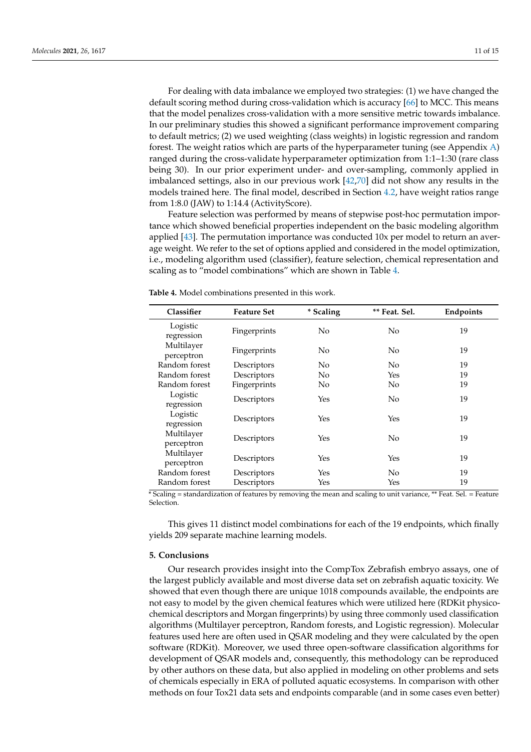For dealing with data imbalance we employed two strategies: (1) we have changed the default scoring method during cross-validation which is accuracy [66] to MCC. This means that the model penalizes cross-validation with a more sensitive metric towards imbalance. In our preliminary studies this showed a significant performance improvement comparing to default metrics; (2) we used weighting (class weights) in logistic regression and random forest. The weight ratios which are parts of the hyperparameter tuning (see Appendix A) ranged during the cross-validate hyperparameter optimization from 1:1–1:30 (rare class being 30). In our prior experiment under- and over-sampling, commonly applied in imbalanced settings, also in our previous work [42,70] did not show any results in the models trained here. The final model, described in Section 4.2, have weight ratios range from 1:8.0 (JAW) to 1:14.4 (ActivityScore).

Feature selection was performed by means of stepwise post-hoc permutation importance which showed beneficial properties independent on the basic modeling algorithm applied [43]. The permutation importance was conducted 10x per model to return an average weight. We refer to the set of options applied and considered in the model optimization, i.e., modeling algorithm used (classifier), feature selection, chemical representation and scaling as to "model combinations" which are shown in Table 4.

**Table 4.** Model combinations presented in this work.

| Classifier | Feature Set | * Scaling | ** Feat. Sel. | Endpoints |
|---|---|---|---|---|
| Logistic regression | Fingerprints | No | No | 19 |
| Multilayer perceptron | Fingerprints | No | No | 19 |
| Random forest | Descriptors | No | No | 19 |
| Random forest | Descriptors | No | Yes | 19 |
| Random forest | Fingerprints | No | No | 19 |
| Logistic regression | Descriptors | Yes | No | 19 |
| Logistic regression | Descriptors | Yes | Yes | 19 |
| Multilayer perceptron | Descriptors | Yes | No | 19 |
| Multilayer perceptron | Descriptors | Yes | Yes | 19 |
| Random forest | Descriptors | Yes | No | 19 |
| Random forest | Descriptors | Yes | Yes | 19 |

* Scaling = standardization of features by removing the mean and scaling to unit variance, ** Feat. Sel. = Feature Selection.

This gives 11 distinct model combinations for each of the 19 endpoints, which finally yields 209 separate machine learning models.

## 5. Conclusions

Our research provides insight into the CompTox Zebrafish embryo assays, one of the largest publicly available and most diverse data set on zebrafish aquatic toxicity. We showed that even though there are unique 1018 compounds available, the endpoints are not easy to model by the given chemical features which were utilized here (RDKit physico-chemical descriptors and Morgan fingerprints) by using three commonly used classification algorithms (Multilayer perceptron, Random forests, and Logistic regression). Molecular features used here are often used in QSAR modeling and they were calculated by the open software (RDKit). Moreover, we used three open-software classification algorithms for development of QSAR models and, consequently, this methodology can be reproduced by other authors on these data, but also applied in modeling on other problems and sets of chemicals especially in ERA of polluted aquatic ecosystems. In comparison with other methods on four Tox21 data sets and endpoints comparable (and in some cases even better)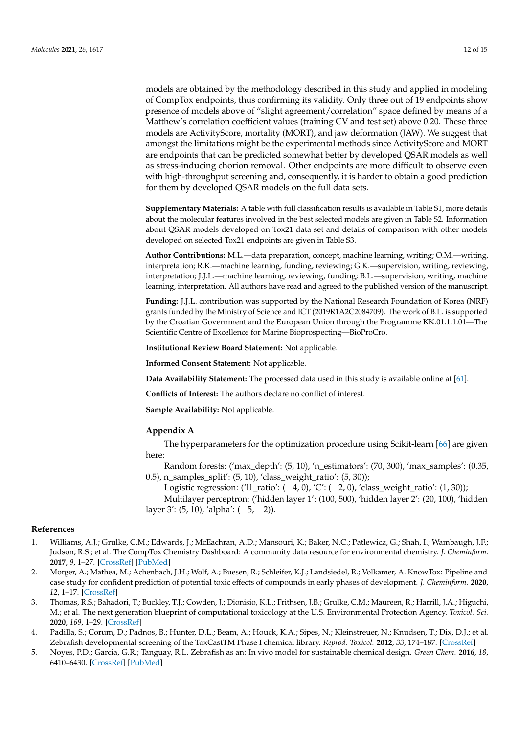models are obtained by the methodology described in this study and applied in modeling of CompTox endpoints, thus confirming its validity. Only three out of 19 endpoints show presence of models above of "slight agreement/correlation" space defined by means of a Matthew's correlation coefficient values (training CV and test set) above 0.20. These three models are ActivityScore, mortality (MORT), and jaw deformation (JAW). We suggest that amongst the limitations might be the experimental methods since ActivityScore and MORT are endpoints that can be predicted somewhat better by developed QSAR models as well as stress-inducing chorion removal. Other endpoints are more difficult to observe even with high-throughput screening and, consequently, it is harder to obtain a good prediction for them by developed QSAR models on the full data sets.

**Supplementary Materials:** A table with full classification results is available in Table S1, more details about the molecular features involved in the best selected models are given in Table S2. Information about QSAR models developed on Tox21 data set and details of comparison with other models developed on selected Tox21 endpoints are given in Table S3.

**Author Contributions:** M.L.—data preparation, concept, machine learning, writing; O.M.—writing, interpretation; R.K.—machine learning, funding, reviewing; G.K.—supervision, writing, reviewing, interpretation; J.J.L.—machine learning, reviewing, funding; B.L.—supervision, writing, machine learning, interpretation. All authors have read and agreed to the published version of the manuscript.

**Funding:** J.J.L. contribution was supported by the National Research Foundation of Korea (NRF) grants funded by the Ministry of Science and ICT (2019R1A2C2084709). The work of B.L. is supported by the Croatian Government and the European Union through the Programme KK.01.1.1.01—The Scientific Centre of Excellence for Marine Bioprospecting—BioProCro.

**Institutional Review Board Statement:** Not applicable.

**Informed Consent Statement:** Not applicable.

**Data Availability Statement:** The processed data used in this study is available online at [61].

**Conflicts of Interest:** The authors declare no conflict of interest.

**Sample Availability:** Not applicable.

## Appendix A

The hyperparameters for the optimization procedure using Scikit-learn [66] are given here:

Random forests: ('max_depth': (5, 10), 'n_estimators': (70, 300), 'max_samples': (0.35, 0.5), n_samples_split': (5, 10), 'class_weight_ratio': (5, 30));

Logistic regression: ('l1_ratio': (−4, 0), 'C': (−2, 0), 'class_weight_ratio': (1, 30));

Multilayer perceptron: ('hidden layer 1': (100, 500), 'hidden layer 2': (20, 100), 'hidden layer 3': (5, 10), 'alpha': (−5, −2)).

## References

1. Williams, A.J.; Grulke, C.M.; Edwards, J.; McEachran, A.D.; Mansouri, K.; Baker, N.C.; Patlewicz, G.; Shah, I.; Wambaugh, J.F.; Judson, R.S.; et al. The CompTox Chemistry Dashboard: A community data resource for environmental chemistry. *J. Cheminform.* **2017**, *9*, 1–27. [CrossRef] [PubMed]
2. Morger, A.; Mathea, M.; Achenbach, J.H.; Wolf, A.; Buesen, R.; Schleifer, K.J.; Landsiedel, R.; Volkamer, A. KnowTox: Pipeline and case study for confident prediction of potential toxic effects of compounds in early phases of development. *J. Cheminform.* **2020**, *12*, 1–17. [CrossRef]
3. Thomas, R.S.; Bahadori, T.; Buckley, T.J.; Cowden, J.; Dionisio, K.L.; Frithsen, J.B.; Grulke, C.M.; Maureen, R.; Harrill, J.A.; Higuchi, M.; et al. The next generation blueprint of computational toxicology at the U.S. Environmental Protection Agency. *Toxicol. Sci.* **2020**, *169*, 1–29. [CrossRef]
4. Padilla, S.; Corum, D.; Padnos, B.; Hunter, D.L.; Beam, A.; Houck, K.A.; Sipes, N.; Kleinstreuer, N.; Knudsen, T.; Dix, D.J.; et al. Zebrafish developmental screening of the ToxCastTM Phase I chemical library. *Reprod. Toxicol.* **2012**, *33*, 174–187. [CrossRef]
5. Noyes, P.D.; Garcia, G.R.; Tanguay, R.L. Zebrafish as an: In vivo model for sustainable chemical design. *Green Chem.* **2016**, *18*, 6410–6430. [CrossRef] [PubMed]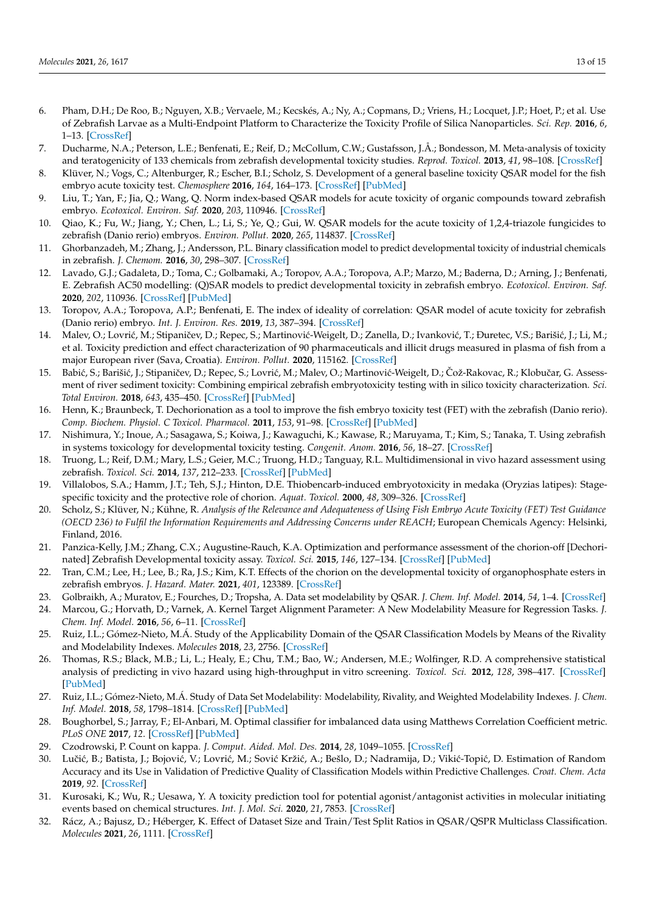6. Pham, D.H.; De Roo, B.; Nguyen, X.B.; Vervaele, M.; Kecskés, A.; Ny, A.; Copmans, D.; Vriens, H.; Locquet, J.P.; Hoet, P.; et al. Use of Zebrafish Larvae as a Multi-Endpoint Platform to Characterize the Toxicity Profile of Silica Nanoparticles. *Sci. Rep.* **2016**, *6*, 1–13. [CrossRef]
7. Ducharme, N.A.; Peterson, L.E.; Benfenati, E.; Reif, D.; McCollum, C.W.; Gustafsson, J.Å.; Bondesson, M. Meta-analysis of toxicity and teratogenicity of 133 chemicals from zebrafish developmental toxicity studies. *Reprod. Toxicol.* **2013**, *41*, 98–108. [CrossRef]
8. Klüver, N.; Vogs, C.; Altenburger, R.; Escher, B.I.; Scholz, S. Development of a general baseline toxicity QSAR model for the fish embryo acute toxicity test. *Chemosphere* **2016**, *164*, 164–173. [CrossRef] [PubMed]
9. Liu, T.; Yan, F.; Jia, Q.; Wang, Q. Norm index-based QSAR models for acute toxicity of organic compounds toward zebrafish embryo. *Ecotoxicol. Environ. Saf.* **2020**, *203*, 110946. [CrossRef]
10. Qiao, K.; Fu, W.; Jiang, Y.; Chen, L.; Li, S.; Ye, Q.; Gui, W. QSAR models for the acute toxicity of 1,2,4-triazole fungicides to zebrafish (Danio rerio) embryos. *Environ. Pollut.* **2020**, *265*, 114837. [CrossRef]
11. Ghorbanzadeh, M.; Zhang, J.; Andersson, P.L. Binary classification model to predict developmental toxicity of industrial chemicals in zebrafish. *J. Chemom.* **2016**, *30*, 298–307. [CrossRef]
12. Lavado, G.J.; Gadaleta, D.; Toma, C.; Golbamaki, A.; Toropov, A.A.; Toropova, A.P.; Marzo, M.; Baderna, D.; Arning, J.; Benfenati, E. Zebrafish AC50 modelling: (Q)SAR models to predict developmental toxicity in zebrafish embryo. *Ecotoxicol. Environ. Saf.* **2020**, *202*, 110936. [CrossRef] [PubMed]
13. Toropov, A.A.; Toropova, A.P.; Benfenati, E. The index of ideality of correlation: QSAR model of acute toxicity for zebrafish (Danio rerio) embryo. *Int. J. Environ. Res.* **2019**, *13*, 387–394. [CrossRef]
14. Malev, O.; Lovrić, M.; Stipaničev, D.; Repec, S.; Martinović-Weigelt, D.; Zanella, D.; Ivanković, T.; Đuretec, V.S.; Barišić, J.; Li, M.; et al. Toxicity prediction and effect characterization of 90 pharmaceuticals and illicit drugs measured in plasma of fish from a major European river (Sava, Croatia). *Environ. Pollut.* **2020**, 115162. [CrossRef]
15. Babić, S.; Barišić, J.; Stipaničev, D.; Repec, S.; Lovrić, M.; Malev, O.; Martinović-Weigelt, D.; Čož-Rakovac, R.; Klobučar, G. Assessment of river sediment toxicity: Combining empirical zebrafish embryotoxicity testing with in silico toxicity characterization. *Sci. Total Environ.* **2018**, *643*, 435–450. [CrossRef] [PubMed]
16. Henn, K.; Braunbeck, T. Dechorionation as a tool to improve the fish embryo toxicity test (FET) with the zebrafish (Danio rerio). *Comp. Biochem. Physiol. C Toxicol. Pharmacol.* **2011**, *153*, 91–98. [CrossRef] [PubMed]
17. Nishimura, Y.; Inoue, A.; Sasagawa, S.; Koiwa, J.; Kawaguchi, K.; Kawase, R.; Maruyama, T.; Kim, S.; Tanaka, T. Using zebrafish in systems toxicology for developmental toxicity testing. *Congenit. Anom.* **2016**, *56*, 18–27. [CrossRef]
18. Truong, L.; Reif, D.M.; Mary, L.S.; Geier, M.C.; Truong, H.D.; Tanguay, R.L. Multidimensional in vivo hazard assessment using zebrafish. *Toxicol. Sci.* **2014**, *137*, 212–233. [CrossRef] [PubMed]
19. Villalobos, S.A.; Hamm, J.T.; Teh, S.J.; Hinton, D.E. Thiobencarb-induced embryotoxicity in medaka (Oryzias latipes): Stage-specific toxicity and the protective role of chorion. *Aquat. Toxicol.* **2000**, *48*, 309–326. [CrossRef]
20. Scholz, S.; Klüver, N.; Kühne, R. *Analysis of the Relevance and Adequateness of Using Fish Embryo Acute Toxicity (FET) Test Guidance (OECD 236) to Fulfil the Information Requirements and Addressing Concerns under REACH*; European Chemicals Agency: Helsinki, Finland, 2016.
21. Panzica-Kelly, J.M.; Zhang, C.X.; Augustine-Rauch, K.A. Optimization and performance assessment of the chorion-off [Dechorinated] Zebrafish Developmental toxicity assay. *Toxicol. Sci.* **2015**, *146*, 127–134. [CrossRef] [PubMed]
22. Tran, C.M.; Lee, H.; Lee, B.; Ra, J.S.; Kim, K.T. Effects of the chorion on the developmental toxicity of organophosphate esters in zebrafish embryos. *J. Hazard. Mater.* **2021**, *401*, 123389. [CrossRef]
23. Golbraikh, A.; Muratov, E.; Fourches, D.; Tropsha, A. Data set modelability by QSAR. *J. Chem. Inf. Model.* **2014**, *54*, 1–4. [CrossRef]
24. Marcou, G.; Horvath, D.; Varnek, A. Kernel Target Alignment Parameter: A New Modelability Measure for Regression Tasks. *J. Chem. Inf. Model.* **2016**, *56*, 6–11. [CrossRef]
25. Ruiz, I.L.; Gómez-Nieto, M.Á. Study of the Applicability Domain of the QSAR Classification Models by Means of the Rivality and Modelability Indexes. *Molecules* **2018**, *23*, 2756. [CrossRef]
26. Thomas, R.S.; Black, M.B.; Li, L.; Healy, E.; Chu, T.M.; Bao, W.; Andersen, M.E.; Wolfinger, R.D. A comprehensive statistical analysis of predicting in vivo hazard using high-throughput in vitro screening. *Toxicol. Sci.* **2012**, *128*, 398–417. [CrossRef] [PubMed]
27. Ruiz, I.L.; Gómez-Nieto, M.Á. Study of Data Set Modelability: Modelability, Rivality, and Weighted Modelability Indexes. *J. Chem. Inf. Model.* **2018**, *58*, 1798–1814. [CrossRef] [PubMed]
28. Boughorbel, S.; Jarray, F.; El-Anbari, M. Optimal classifier for imbalanced data using Matthews Correlation Coefficient metric. *PLoS ONE* **2017**, *12*. [CrossRef] [PubMed]
29. Czodrowski, P. Count on kappa. *J. Comput. Aided. Mol. Des.* **2014**, *28*, 1049–1055. [CrossRef]
30. Lučić, B.; Batista, J.; Bojović, V.; Lovrić, M.; Sović Kržić, A.; Bešlo, D.; Nadramija, D.; Vikić-Topić, D. Estimation of Random Accuracy and its Use in Validation of Predictive Quality of Classification Models within Predictive Challenges. *Croat. Chem. Acta* **2019**, *92*. [CrossRef]
31. Kurosaki, K.; Wu, R.; Uesawa, Y. A toxicity prediction tool for potential agonist/antagonist activities in molecular initiating events based on chemical structures. *Int. J. Mol. Sci.* **2020**, *21*, 7853. [CrossRef]
32. Rácz, A.; Bajusz, D.; Héberger, K. Effect of Dataset Size and Train/Test Split Ratios in QSAR/QSPR Multiclass Classification. *Molecules* **2021**, *26*, 1111. [CrossRef]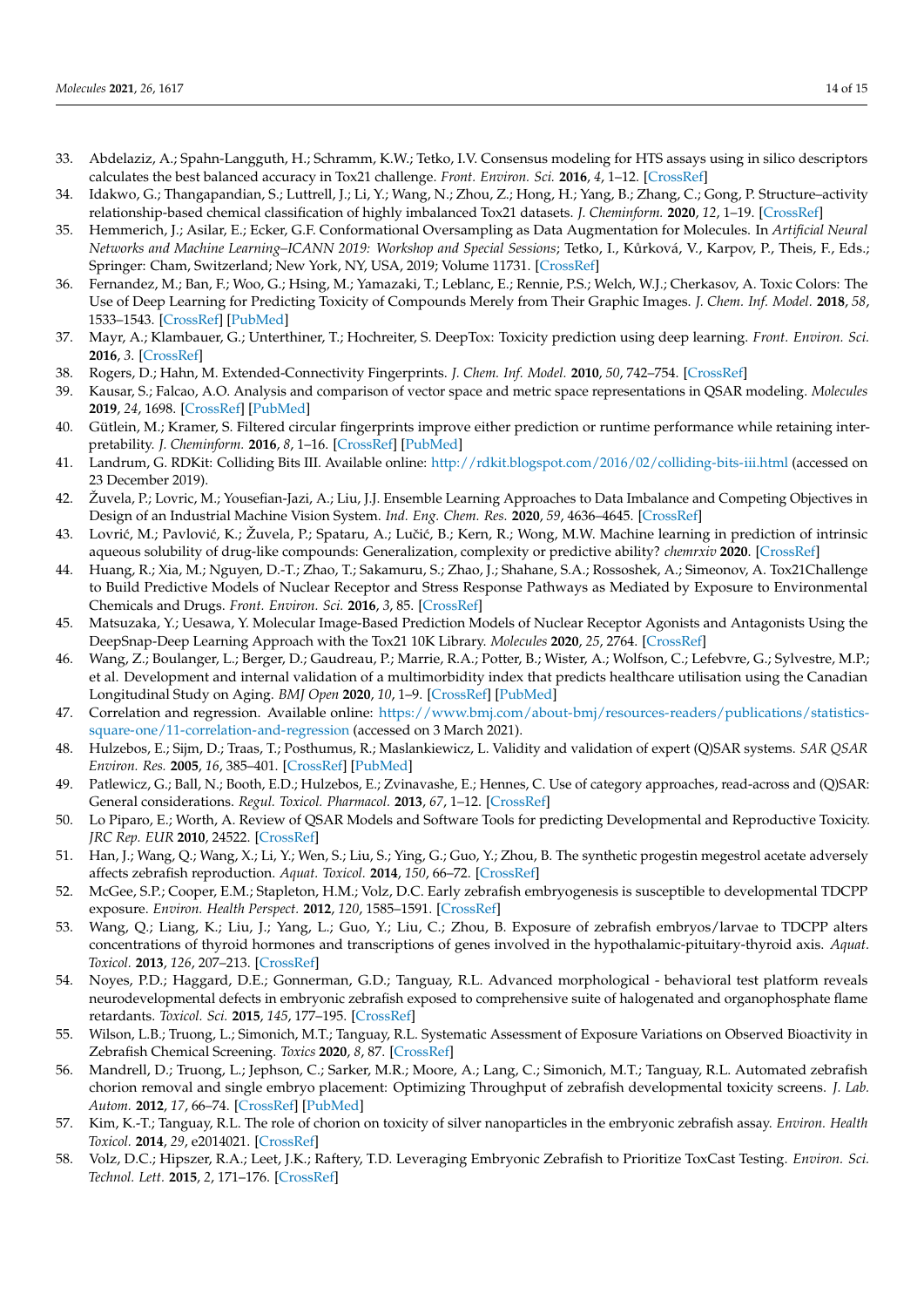33. Abdelaziz, A.; Spahn-Langguth, H.; Schramm, K.W.; Tetko, I.V. Consensus modeling for HTS assays using in silico descriptors calculates the best balanced accuracy in Tox21 challenge. *Front. Environ. Sci.* **2016**, *4*, 1–12. [CrossRef]
34. Idakwo, G.; Thangapandian, S.; Luttrell, J.; Li, Y.; Wang, N.; Zhou, Z.; Hong, H.; Yang, B.; Zhang, C.; Gong, P. Structure–activity relationship-based chemical classification of highly imbalanced Tox21 datasets. *J. Cheminform.* **2020**, *12*, 1–19. [CrossRef]
35. Hemmerich, J.; Asilar, E.; Ecker, G.F. Conformational Oversampling as Data Augmentation for Molecules. In *Artificial Neural Networks and Machine Learning–ICANN 2019: Workshop and Special Sessions*; Tetko, I., Kůrková, V., Karpov, P., Theis, F., Eds.; Springer: Cham, Switzerland; New York, NY, USA, 2019; Volume 11731. [CrossRef]
36. Fernandez, M.; Ban, F.; Woo, G.; Hsing, M.; Yamazaki, T.; Leblanc, E.; Rennie, P.S.; Welch, W.J.; Cherkasov, A. Toxic Colors: The Use of Deep Learning for Predicting Toxicity of Compounds Merely from Their Graphic Images. *J. Chem. Inf. Model.* **2018**, *58*, 1533–1543. [CrossRef] [PubMed]
37. Mayr, A.; Klambauer, G.; Unterthiner, T.; Hochreiter, S. DeepTox: Toxicity prediction using deep learning. *Front. Environ. Sci.* **2016**, *3*. [CrossRef]
38. Rogers, D.; Hahn, M. Extended-Connectivity Fingerprints. *J. Chem. Inf. Model.* **2010**, *50*, 742–754. [CrossRef]
39. Kausar, S.; Falcao, A.O. Analysis and comparison of vector space and metric space representations in QSAR modeling. *Molecules* **2019**, *24*, 1698. [CrossRef] [PubMed]
40. Gütlein, M.; Kramer, S. Filtered circular fingerprints improve either prediction or runtime performance while retaining interpretability. *J. Cheminform.* **2016**, *8*, 1–16. [CrossRef] [PubMed]
41. Landrum, G. RDKit: Colliding Bits III. Available online: http://rdkit.blogspot.com/2016/02/colliding-bits-iii.html (accessed on 23 December 2019).
42. Žuvela, P.; Lovric, M.; Yousefian-Jazi, A.; Liu, J.J. Ensemble Learning Approaches to Data Imbalance and Competing Objectives in Design of an Industrial Machine Vision System. *Ind. Eng. Chem. Res.* **2020**, *59*, 4636–4645. [CrossRef]
43. Lovrić, M.; Pavlović, K.; Žuvela, P.; Spataru, A.; Lučić, B.; Kern, R.; Wong, M.W. Machine learning in prediction of intrinsic aqueous solubility of drug-like compounds: Generalization, complexity or predictive ability? *chemrxiv* **2020**. [CrossRef]
44. Huang, R.; Xia, M.; Nguyen, D.-T.; Zhao, T.; Sakamuru, S.; Zhao, J.; Shahane, S.A.; Rossoshek, A.; Simeonov, A. Tox21Challenge to Build Predictive Models of Nuclear Receptor and Stress Response Pathways as Mediated by Exposure to Environmental Chemicals and Drugs. *Front. Environ. Sci.* **2016**, *3*, 85. [CrossRef]
45. Matsuzaka, Y.; Uesawa, Y. Molecular Image-Based Prediction Models of Nuclear Receptor Agonists and Antagonists Using the DeepSnap-Deep Learning Approach with the Tox21 10K Library. *Molecules* **2020**, *25*, 2764. [CrossRef]
46. Wang, Z.; Boulanger, L.; Berger, D.; Gaudreau, P.; Marrie, R.A.; Potter, B.; Wister, A.; Wolfson, C.; Lefebvre, G.; Sylvestre, M.P.; et al. Development and internal validation of a multimorbidity index that predicts healthcare utilisation using the Canadian Longitudinal Study on Aging. *BMJ Open* **2020**, *10*, 1–9. [CrossRef] [PubMed]
47. Correlation and regression. Available online: https://www.bmj.com/about-bmj/resources-readers/publications/statistics-square-one/11-correlation-and-regression (accessed on 3 March 2021).
48. Hulzebos, E.; Sijm, D.; Traas, T.; Posthumus, R.; Maslankiewicz, L. Validity and validation of expert (Q)SAR systems. *SAR QSAR Environ. Res.* **2005**, *16*, 385–401. [CrossRef] [PubMed]
49. Patlewicz, G.; Ball, N.; Booth, E.D.; Hulzebos, E.; Zvinavashe, E.; Hennes, C. Use of category approaches, read-across and (Q)SAR: General considerations. *Regul. Toxicol. Pharmacol.* **2013**, *67*, 1–12. [CrossRef]
50. Lo Piparo, E.; Worth, A. Review of QSAR Models and Software Tools for predicting Developmental and Reproductive Toxicity. *JRC Rep. EUR* **2010**, 24522. [CrossRef]
51. Han, J.; Wang, Q.; Wang, X.; Li, Y.; Wen, S.; Liu, S.; Ying, G.; Guo, Y.; Zhou, B. The synthetic progestin megestrol acetate adversely affects zebrafish reproduction. *Aquat. Toxicol.* **2014**, *150*, 66–72. [CrossRef]
52. McGee, S.P.; Cooper, E.M.; Stapleton, H.M.; Volz, D.C. Early zebrafish embryogenesis is susceptible to developmental TDCPP exposure. *Environ. Health Perspect.* **2012**, *120*, 1585–1591. [CrossRef]
53. Wang, Q.; Liang, K.; Liu, J.; Yang, L.; Guo, Y.; Liu, C.; Zhou, B. Exposure of zebrafish embryos/larvae to TDCPP alters concentrations of thyroid hormones and transcriptions of genes involved in the hypothalamic-pituitary-thyroid axis. *Aquat. Toxicol.* **2013**, *126*, 207–213. [CrossRef]
54. Noyes, P.D.; Haggard, D.E.; Gonnerman, G.D.; Tanguay, R.L. Advanced morphological - behavioral test platform reveals neurodevelopmental defects in embryonic zebrafish exposed to comprehensive suite of halogenated and organophosphate flame retardants. *Toxicol. Sci.* **2015**, *145*, 177–195. [CrossRef]
55. Wilson, L.B.; Truong, L.; Simonich, M.T.; Tanguay, R.L. Systematic Assessment of Exposure Variations on Observed Bioactivity in Zebrafish Chemical Screening. *Toxics* **2020**, *8*, 87. [CrossRef]
56. Mandrell, D.; Truong, L.; Jephson, C.; Sarker, M.R.; Moore, A.; Lang, C.; Simonich, M.T.; Tanguay, R.L. Automated zebrafish chorion removal and single embryo placement: Optimizing Throughput of zebrafish developmental toxicity screens. *J. Lab. Autom.* **2012**, *17*, 66–74. [CrossRef] [PubMed]
57. Kim, K.-T.; Tanguay, R.L. The role of chorion on toxicity of silver nanoparticles in the embryonic zebrafish assay. *Environ. Health Toxicol.* **2014**, *29*, e2014021. [CrossRef]
58. Volz, D.C.; Hipszer, R.A.; Leet, J.K.; Raftery, T.D. Leveraging Embryonic Zebrafish to Prioritize ToxCast Testing. *Environ. Sci. Technol. Lett.* **2015**, *2*, 171–176. [CrossRef]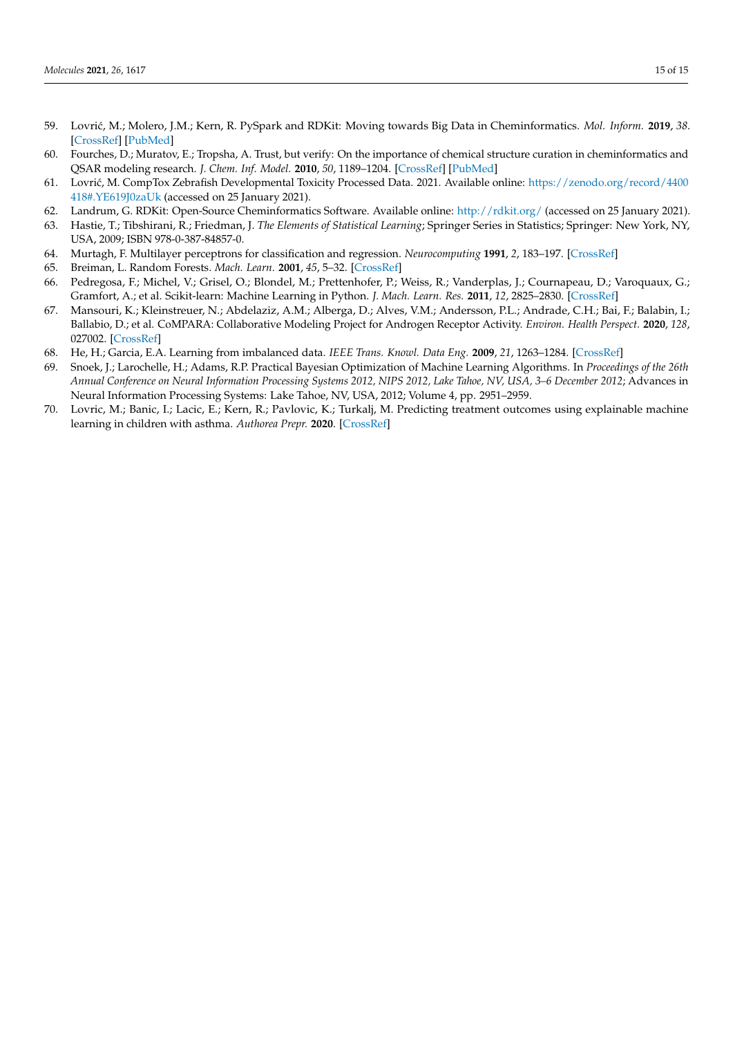59. Lovrić, M.; Molero, J.M.; Kern, R. PySpark and RDKit: Moving towards Big Data in Cheminformatics. *Mol. Inform.* **2019**, *38*. [CrossRef] [PubMed]
60. Fourches, D.; Muratov, E.; Tropsha, A. Trust, but verify: On the importance of chemical structure curation in cheminformatics and QSAR modeling research. *J. Chem. Inf. Model.* **2010**, *50*, 1189–1204. [CrossRef] [PubMed]
61. Lovrić, M. CompTox Zebrafish Developmental Toxicity Processed Data. 2021. Available online: https://zenodo.org/record/4400418#.YE619J0zaUk (accessed on 25 January 2021).
62. Landrum, G. RDKit: Open-Source Cheminformatics Software. Available online: http://rdkit.org/ (accessed on 25 January 2021).
63. Hastie, T.; Tibshirani, R.; Friedman, J. *The Elements of Statistical Learning*; Springer Series in Statistics; Springer: New York, NY, USA, 2009; ISBN 978-0-387-84857-0.
64. Murtagh, F. Multilayer perceptrons for classification and regression. *Neurocomputing* **1991**, *2*, 183–197. [CrossRef]
65. Breiman, L. Random Forests. *Mach. Learn.* **2001**, *45*, 5–32. [CrossRef]
66. Pedregosa, F.; Michel, V.; Grisel, O.; Blondel, M.; Prettenhofer, P.; Weiss, R.; Vanderplas, J.; Cournapeau, D.; Varoquaux, G.; Gramfort, A.; et al. Scikit-learn: Machine Learning in Python. *J. Mach. Learn. Res.* **2011**, *12*, 2825–2830. [CrossRef]
67. Mansouri, K.; Kleinstreuer, N.; Abdelaziz, A.M.; Alberga, D.; Alves, V.M.; Andersson, P.L.; Andrade, C.H.; Bai, F.; Balabin, I.; Ballabio, D.; et al. CoMPARA: Collaborative Modeling Project for Androgen Receptor Activity. *Environ. Health Perspect.* **2020**, *128*, 027002. [CrossRef]
68. He, H.; Garcia, E.A. Learning from imbalanced data. *IEEE Trans. Knowl. Data Eng.* **2009**, *21*, 1263–1284. [CrossRef]
69. Snoek, J.; Larochelle, H.; Adams, R.P. Practical Bayesian Optimization of Machine Learning Algorithms. In *Proceedings of the 26th Annual Conference on Neural Information Processing Systems 2012, NIPS 2012, Lake Tahoe, NV, USA, 3–6 December 2012*; Advances in Neural Information Processing Systems: Lake Tahoe, NV, USA, 2012; Volume 4, pp. 2951–2959.
70. Lovric, M.; Banic, I.; Lacic, E.; Kern, R.; Pavlovic, K.; Turkalj, M. Predicting treatment outcomes using explainable machine learning in children with asthma. *Authorea Prepr.* **2020**. [CrossRef]